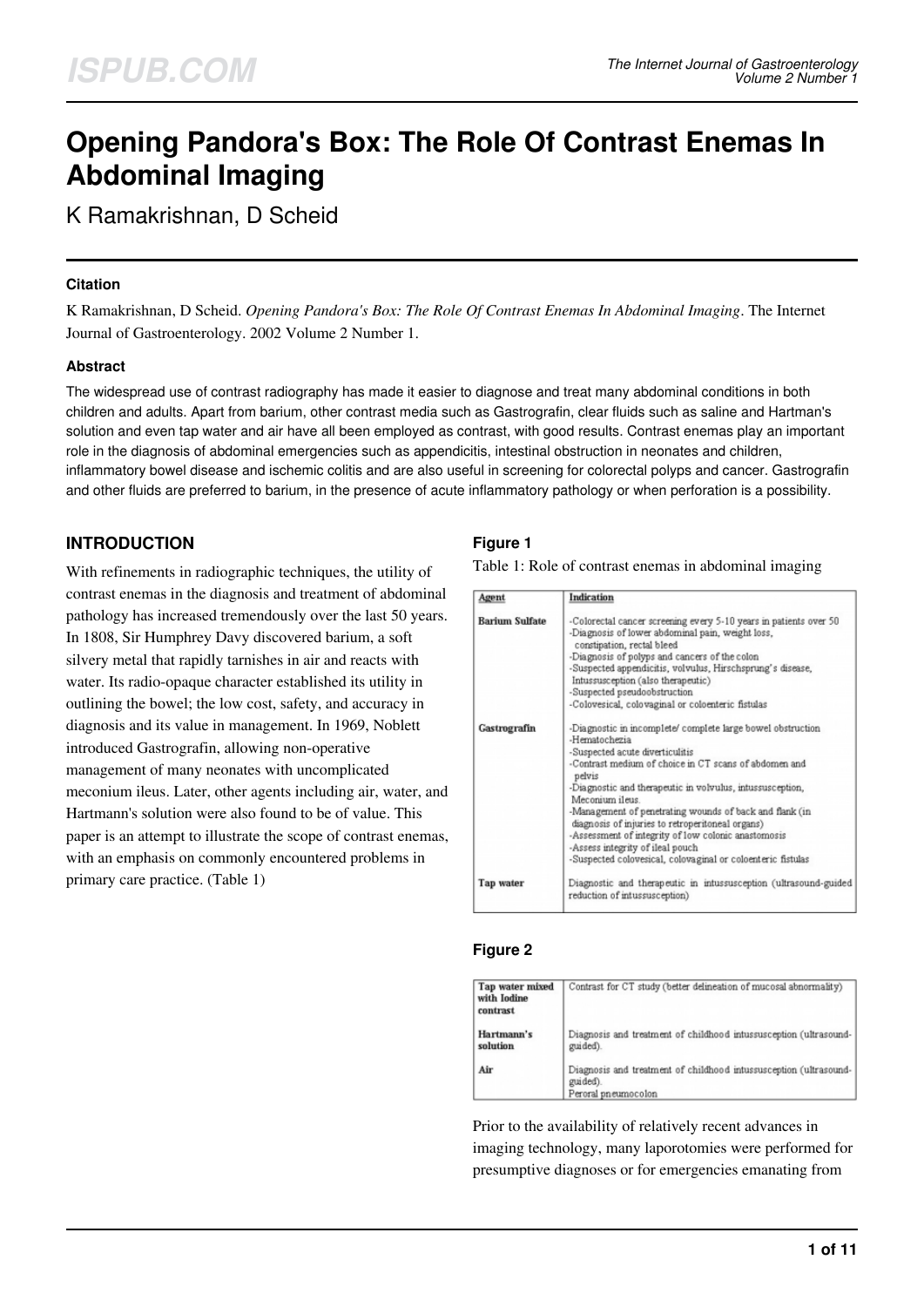# Opening Pandora's Box: The Role Of Contrast Enemas In Abdominal Imaging

K Ramakrishnan, D Scheid

### Citation

K Ramakrishnan, D Scheid. *Opening Pandora's Box: The Role Of Contrast Enemas In Abdominal Imaging*. The Internet Journal of Gastroenterology. 2002 Volume 2 Number 1.

### Abstract

The widespread use of contrast radiography has made it easier to diagnose and treat many abdominal conditions in both children and adults. Apart from barium, other contrast media such as Gastrografin, clear fluids such as saline and Hartman's solution and even tap water and air have all been employed as contrast, with good results. Contrast enemas play an important role in the diagnosis of abdominal emergencies such as appendicitis, intestinal obstruction in neonates and children, inflammatory bowel disease and ischemic colitis and are also useful in screening for colorectal polyps and cancer. Gastrografin and other fluids are preferred to barium, in the presence of acute inflammatory pathology or when perforation is a possibility.

## INTRODUCTION

With refinements in radiographic techniques, the utility of contrast enemas in the diagnosis and treatment of abdominal pathology has increased tremendously over the last 50 years. In 1808, Sir Humphrey Davy discovered barium, a soft silvery metal that rapidly tarnishes in air and reacts with water. Its radio-opaque character established its utility in outlining the bowel; the low cost, safety, and accuracy in diagnosis and its value in management. In 1969, Noblett introduced Gastrografin, allowing non-operative management of many neonates with uncomplicated meconium ileus. Later, other agents including air, water, and Hartmann's solution were also found to be of value. This paper is an attempt to illustrate the scope of contrast enemas, with an emphasis on commonly encountered problems in primary care practice. (Table 1)

### Figure 1

Table 1: Role of contrast enemas in abdominal imaging

| Agent | Indication |
|---|---|
| Barium Sulfate | -Colorectal cancer screening every 5-10 years in patients over 50<br>-Diagnosis of lower abdominal pain, weight loss, constipation, rectal bleed<br>-Diagnosis of polyps and cancers of the colon<br>-Suspected appendicitis, volvulus, Hirschsprung's disease, Intussusception (also therapeutic)<br>-Suspected pseudoobstruction<br>-Colovesical, colovaginal or coloenteric fistulas |
| Gastrografin | -Diagnostic in incomplete/ complete large bowel obstruction<br>-Hematochezia<br>-Suspected acute diverticulitis<br>-Contrast medium of choice in CT scans of abdomen and pelvis<br>-Diagnostic and therapeutic in volvulus, intussusception, Meconium ileus.<br>-Management of penetrating wounds of back and flank (in diagnosis of injuries to retroperitoneal organs)<br>-Assessment of integrity of low colonic anastomosis<br>-Assess integrity of ileal pouch<br>-Suspected colovesical, colovaginal or coloenteric fistulas |
| Tap water | Diagnostic and therapeutic in intussusception (ultrasound-guided reduction of intussusception) |

### Figure 2

| | |
|---|---|
| Tap water mixed with Iodine contrast | Contrast for CT study (better delineation of mucosal abnormality) |
| Hartmann's solution | Diagnosis and treatment of childhood intussusception (ultrasound-guided). |
| Air | Diagnosis and treatment of childhood intussusception (ultrasound-guided).<br>Peroral pneumocolon |

Prior to the availability of relatively recent advances in imaging technology, many laporotomies were performed for presumptive diagnoses or for emergencies emanating from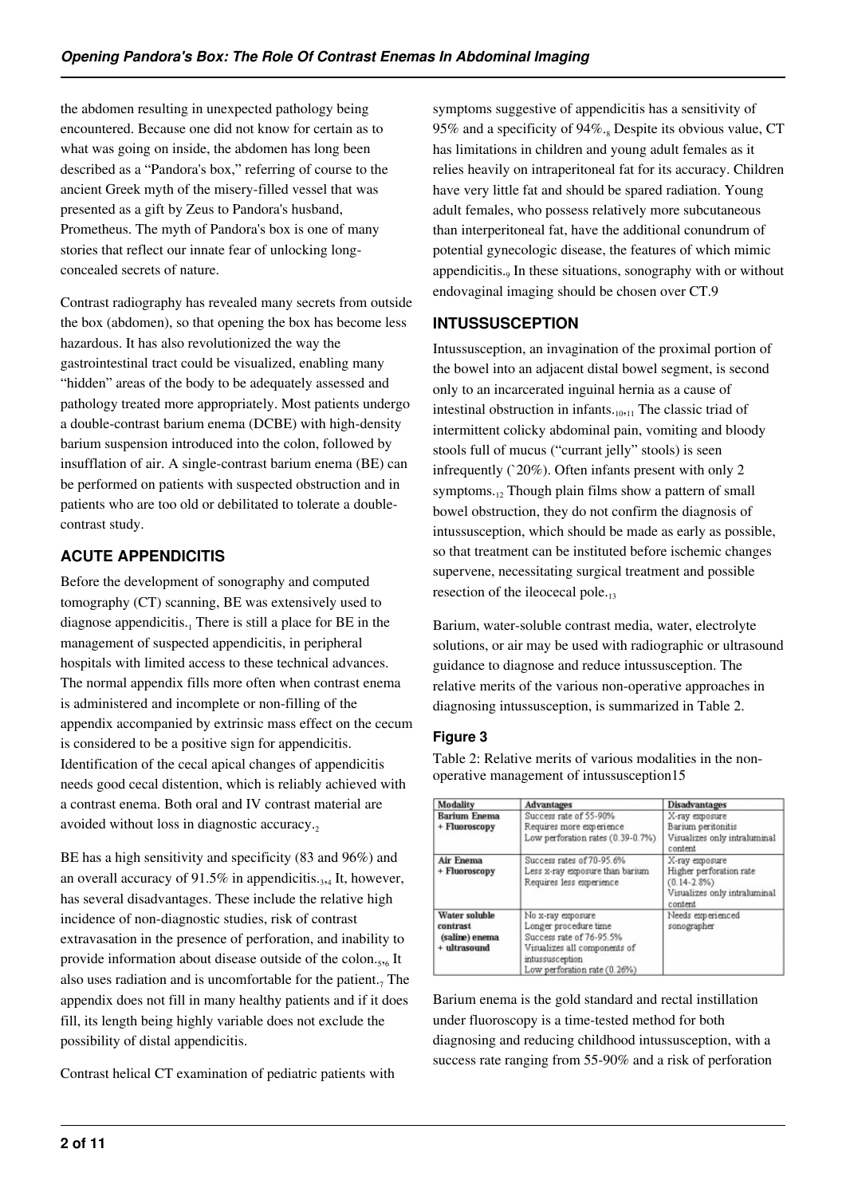the abdomen resulting in unexpected pathology being encountered. Because one did not know for certain as to what was going on inside, the abdomen has long been described as a "Pandora's box," referring of course to the ancient Greek myth of the misery-filled vessel that was presented as a gift by Zeus to Pandora's husband, Prometheus. The myth of Pandora's box is one of many stories that reflect our innate fear of unlocking long-concealed secrets of nature.

Contrast radiography has revealed many secrets from outside the box (abdomen), so that opening the box has become less hazardous. It has also revolutionized the way the gastrointestinal tract could be visualized, enabling many "hidden" areas of the body to be adequately assessed and pathology treated more appropriately. Most patients undergo a double-contrast barium enema (DCBE) with high-density barium suspension introduced into the colon, followed by insufflation of air. A single-contrast barium enema (BE) can be performed on patients with suspected obstruction and in patients who are too old or debilitated to tolerate a double-contrast study.

## ACUTE APPENDICITIS

Before the development of sonography and computed tomography (CT) scanning, BE was extensively used to diagnose appendicitis.[1] There is still a place for BE in the management of suspected appendicitis, in peripheral hospitals with limited access to these technical advances. The normal appendix fills more often when contrast enema is administered and incomplete or non-filling of the appendix accompanied by extrinsic mass effect on the cecum is considered to be a positive sign for appendicitis. Identification of the cecal apical changes of appendicitis needs good cecal distention, which is reliably achieved with a contrast enema. Both oral and IV contrast material are avoided without loss in diagnostic accuracy.[2]

BE has a high sensitivity and specificity (83 and 96%) and an overall accuracy of 91.5% in appendicitis.[3,4] It, however, has several disadvantages. These include the relative high incidence of non-diagnostic studies, risk of contrast extravasation in the presence of perforation, and inability to provide information about disease outside of the colon.[5,6] It also uses radiation and is uncomfortable for the patient.[7] The appendix does not fill in many healthy patients and if it does fill, its length being highly variable does not exclude the possibility of distal appendicitis.

Contrast helical CT examination of pediatric patients with symptoms suggestive of appendicitis has a sensitivity of 95% and a specificity of 94%.[8] Despite its obvious value, CT has limitations in children and young adult females as it relies heavily on intraperitoneal fat for its accuracy. Children have very little fat and should be spared radiation. Young adult females, who possess relatively more subcutaneous than interperitoneal fat, have the additional conundrum of potential gynecologic disease, the features of which mimic appendicitis.[9] In these situations, sonography with or without endovaginal imaging should be chosen over CT.9

## INTUSSUSCEPTION

Intussusception, an invagination of the proximal portion of the bowel into an adjacent distal bowel segment, is second only to an incarcerated inguinal hernia as a cause of intestinal obstruction in infants.[10,11] The classic triad of intermittent colicky abdominal pain, vomiting and bloody stools full of mucus ("currant jelly" stools) is seen infrequently (`20%). Often infants present with only 2 symptoms.[12] Though plain films show a pattern of small bowel obstruction, they do not confirm the diagnosis of intussusception, which should be made as early as possible, so that treatment can be instituted before ischemic changes supervene, necessitating surgical treatment and possible resection of the ileocecal pole.[13]

Barium, water-soluble contrast media, water, electrolyte solutions, or air may be used with radiographic or ultrasound guidance to diagnose and reduce intussusception. The relative merits of the various non-operative approaches in diagnosing intussusception, is summarized in Table 2.

### Figure 3

Table 2: Relative merits of various modalities in the non-operative management of intussusception15

| Modality | Advantages | Disadvantages |
|---|---|---|
| **Barium Enema + Fluoroscopy** | Success rate of 55-90%<br>Requires more experience<br>Low perforation rates (0.39-0.7%) | X-ray exposure<br>Barium peritonitis<br>Visualizes only intraluminal content |
| **Air Enema + Fluoroscopy** | Success rates of 70-95.6%<br>Less x-ray exposure than barium<br>Requires less experience | X-ray exposure<br>Higher perforation rate (0.14-2.8%)<br>Visualizes only intraluminal content |
| **Water soluble contrast (saline) enema + ultrasound** | No x-ray exposure<br>Longer procedure time<br>Success rate of 76-95.5%<br>Visualizes all components of intussusception<br>Low perforation rate (0.26%) | Needs experienced sonographer |

Barium enema is the gold standard and rectal instillation under fluoroscopy is a time-tested method for both diagnosing and reducing childhood intussusception, with a success rate ranging from 55-90% and a risk of perforation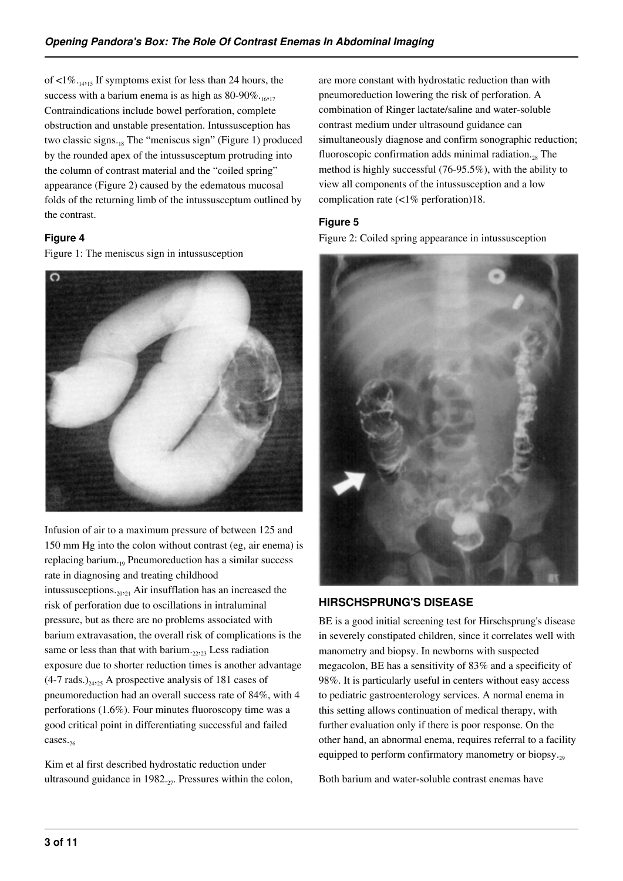of <1%.[14,15] If symptoms exist for less than 24 hours, the success with a barium enema is as high as 80-90%.[16,17] Contraindications include bowel perforation, complete obstruction and unstable presentation. Intussusception has two classic signs.[18] The "meniscus sign" (Figure 1) produced by the rounded apex of the intussusceptum protruding into the column of contrast material and the "coiled spring" appearance (Figure 2) caused by the edematous mucosal folds of the returning limb of the intussusceptum outlined by the contrast.

**Figure 4**

Figure 1: The meniscus sign in intussusception

Infusion of air to a maximum pressure of between 125 and 150 mm Hg into the colon without contrast (eg, air enema) is replacing barium.[19] Pneumoreduction has a similar success rate in diagnosing and treating childhood intussusceptions.[20,21] Air insufflation has an increased the risk of perforation due to oscillations in intraluminal pressure, but as there are no problems associated with barium extravasation, the overall risk of complications is the same or less than that with barium.[22,23] Less radiation exposure due to shorter reduction times is another advantage (4-7 rads.)[24,25] A prospective analysis of 181 cases of pneumoreduction had an overall success rate of 84%, with 4 perforations (1.6%). Four minutes fluoroscopy time was a good critical point in differentiating successful and failed cases.[26]

Kim et al first described hydrostatic reduction under ultrasound guidance in 1982.[27]. Pressures within the colon, are more constant with hydrostatic reduction than with pneumoreduction lowering the risk of perforation. A combination of Ringer lactate/saline and water-soluble contrast medium under ultrasound guidance can simultaneously diagnose and confirm sonographic reduction; fluoroscopic confirmation adds minimal radiation.[28] The method is highly successful (76-95.5%), with the ability to view all components of the intussusception and a low complication rate (<1% perforation)18.

**Figure 5**

Figure 2: Coiled spring appearance in intussusception

## HIRSCHSPRUNG'S DISEASE

BE is a good initial screening test for Hirschsprung's disease in severely constipated children, since it correlates well with manometry and biopsy. In newborns with suspected megacolon, BE has a sensitivity of 83% and a specificity of 98%. It is particularly useful in centers without easy access to pediatric gastroenterology services. A normal enema in this setting allows continuation of medical therapy, with further evaluation only if there is poor response. On the other hand, an abnormal enema, requires referral to a facility equipped to perform confirmatory manometry or biopsy.[29]

Both barium and water-soluble contrast enemas have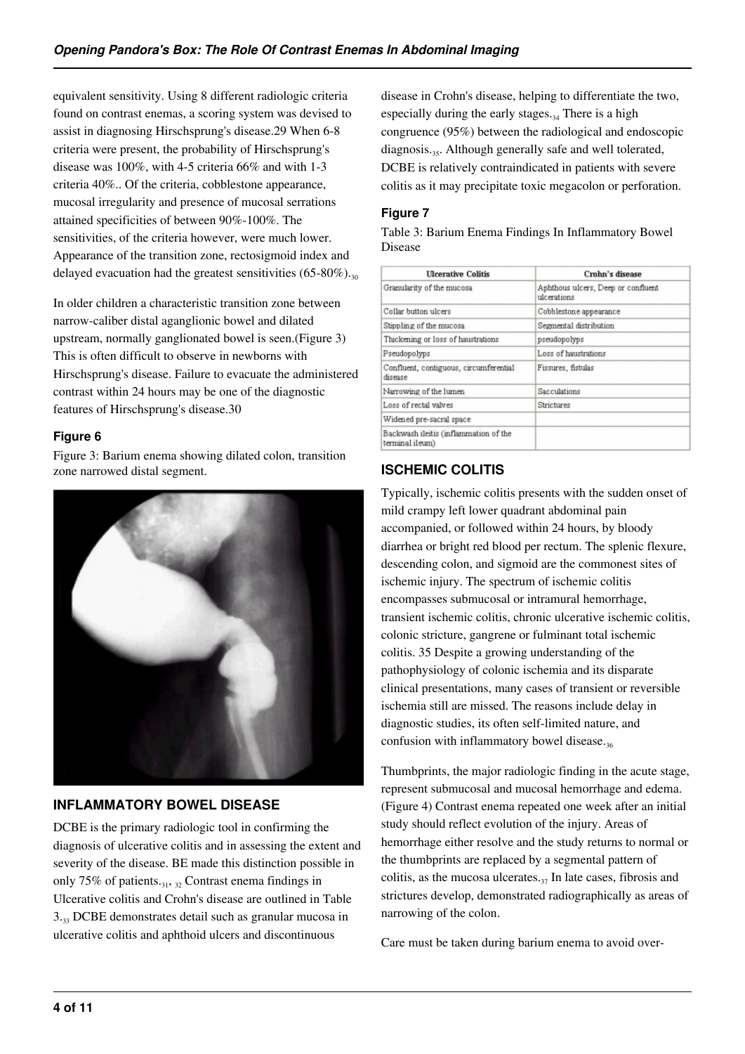equivalent sensitivity. Using 8 different radiologic criteria found on contrast enemas, a scoring system was devised to assist in diagnosing Hirschsprung's disease.29 When 6-8 criteria were present, the probability of Hirschsprung's disease was 100%, with 4-5 criteria 66% and with 1-3 criteria 40%.. Of the criteria, cobblestone appearance, mucosal irregularity and presence of mucosal serrations attained specificities of between 90%-100%. The sensitivities, of the criteria however, were much lower. Appearance of the transition zone, rectosigmoid index and delayed evacuation had the greatest sensitivities (65-80%).[30]

In older children a characteristic transition zone between narrow-caliber distal aganglionic bowel and dilated upstream, normally ganglionated bowel is seen.(Figure 3) This is often difficult to observe in newborns with Hirschsprung's disease. Failure to evacuate the administered contrast within 24 hours may be one of the diagnostic features of Hirschsprung's disease.30

### Figure 6

Figure 3: Barium enema showing dilated colon, transition zone narrowed distal segment.

## INFLAMMATORY BOWEL DISEASE

DCBE is the primary radiologic tool in confirming the diagnosis of ulcerative colitis and in assessing the extent and severity of the disease. BE made this distinction possible in only 75% of patients.[31], [32] Contrast enema findings in Ulcerative colitis and Crohn's disease are outlined in Table 3.[33] DCBE demonstrates detail such as granular mucosa in ulcerative colitis and aphthoid ulcers and discontinuous disease in Crohn's disease, helping to differentiate the two, especially during the early stages.[34] There is a high congruence (95%) between the radiological and endoscopic diagnosis.[35]. Although generally safe and well tolerated, DCBE is relatively contraindicated in patients with severe colitis as it may precipitate toxic megacolon or perforation.

### Figure 7

Table 3: Barium Enema Findings In Inflammatory Bowel Disease

| Ulcerative Colitis | Crohn's disease |
| --- | --- |
| Granularity of the mucosa | Aphthous ulcers, Deep or confluent ulcerations |
| Collar button ulcers | Cobblestone appearance |
| Stippling of the mucosa | Segmental distribution |
| Thickening or loss of haustrations | pseudopolyps |
| Pseudopolyps | Loss of haustrations |
| Confluent, contiguous, circumferential disease | Fissures, fistulas |
| Narrowing of the lumen | Sacculations |
| Loss of rectal valves | Strictures |
| Widened pre-sacral space | |
| Backwash ileitis (inflammation of the terminal ileum) | |

## ISCHEMIC COLITIS

Typically, ischemic colitis presents with the sudden onset of mild crampy left lower quadrant abdominal pain accompanied, or followed within 24 hours, by bloody diarrhea or bright red blood per rectum. The splenic flexure, descending colon, and sigmoid are the commonest sites of ischemic injury. The spectrum of ischemic colitis encompasses submucosal or intramural hemorrhage, transient ischemic colitis, chronic ulcerative ischemic colitis, colonic stricture, gangrene or fulminant total ischemic colitis. 35 Despite a growing understanding of the pathophysiology of colonic ischemia and its disparate clinical presentations, many cases of transient or reversible ischemia still are missed. The reasons include delay in diagnostic studies, its often self-limited nature, and confusion with inflammatory bowel disease.[36]

Thumbprints, the major radiologic finding in the acute stage, represent submucosal and mucosal hemorrhage and edema. (Figure 4) Contrast enema repeated one week after an initial study should reflect evolution of the injury. Areas of hemorrhage either resolve and the study returns to normal or the thumbprints are replaced by a segmental pattern of colitis, as the mucosa ulcerates.[37] In late cases, fibrosis and strictures develop, demonstrated radiographically as areas of narrowing of the colon.

Care must be taken during barium enema to avoid over-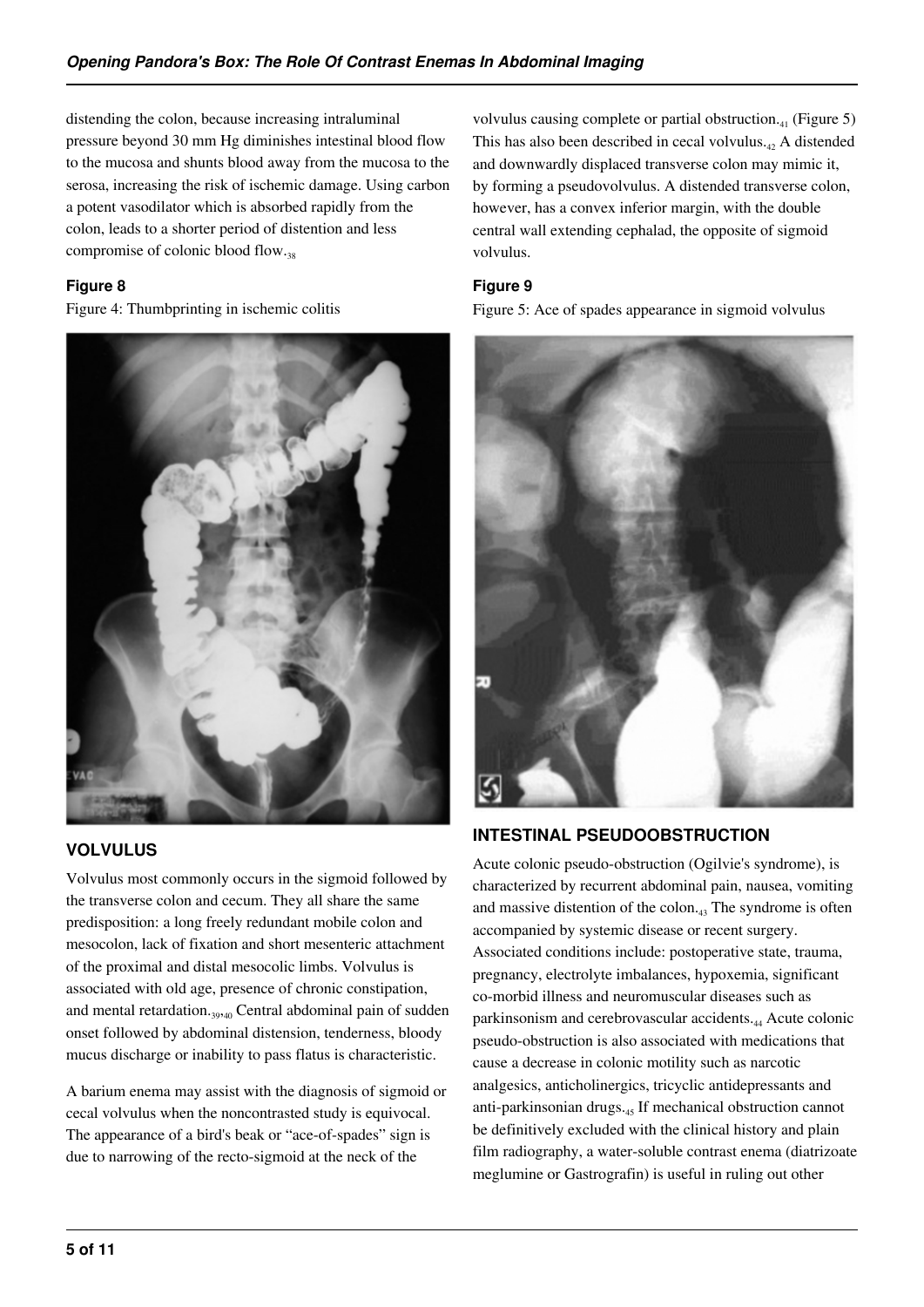distending the colon, because increasing intraluminal pressure beyond 30 mm Hg diminishes intestinal blood flow to the mucosa and shunts blood away from the mucosa to the serosa, increasing the risk of ischemic damage. Using carbon a potent vasodilator which is absorbed rapidly from the colon, leads to a shorter period of distention and less compromise of colonic blood flow.[38]

**Figure 8**

Figure 4: Thumbprinting in ischemic colitis

## VOLVULUS

Volvulus most commonly occurs in the sigmoid followed by the transverse colon and cecum. They all share the same predisposition: a long freely redundant mobile colon and mesocolon, lack of fixation and short mesenteric attachment of the proximal and distal mesocolic limbs. Volvulus is associated with old age, presence of chronic constipation, and mental retardation.[39,40] Central abdominal pain of sudden onset followed by abdominal distension, tenderness, bloody mucus discharge or inability to pass flatus is characteristic.

A barium enema may assist with the diagnosis of sigmoid or cecal volvulus when the noncontrasted study is equivocal. The appearance of a bird's beak or "ace-of-spades" sign is due to narrowing of the recto-sigmoid at the neck of the volvulus causing complete or partial obstruction.[41] (Figure 5) This has also been described in cecal volvulus.[42] A distended and downwardly displaced transverse colon may mimic it, by forming a pseudovolvulus. A distended transverse colon, however, has a convex inferior margin, with the double central wall extending cephalad, the opposite of sigmoid volvulus.

**Figure 9**

Figure 5: Ace of spades appearance in sigmoid volvulus

## INTESTINAL PSEUDOOBSTRUCTION

Acute colonic pseudo-obstruction (Ogilvie's syndrome), is characterized by recurrent abdominal pain, nausea, vomiting and massive distention of the colon.[43] The syndrome is often accompanied by systemic disease or recent surgery. Associated conditions include: postoperative state, trauma, pregnancy, electrolyte imbalances, hypoxemia, significant co-morbid illness and neuromuscular diseases such as parkinsonism and cerebrovascular accidents.[44] Acute colonic pseudo-obstruction is also associated with medications that cause a decrease in colonic motility such as narcotic analgesics, anticholinergics, tricyclic antidepressants and anti-parkinsonian drugs.[45] If mechanical obstruction cannot be definitively excluded with the clinical history and plain film radiography, a water-soluble contrast enema (diatrizoate meglumine or Gastrografin) is useful in ruling out other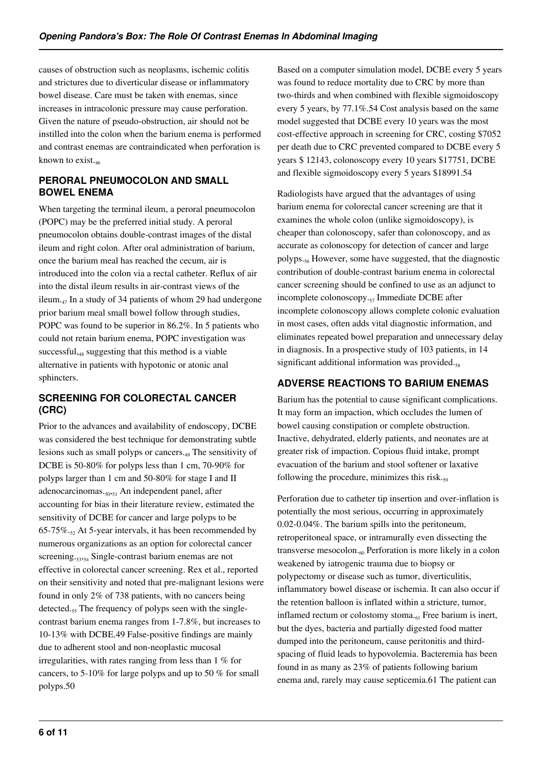causes of obstruction such as neoplasms, ischemic colitis and strictures due to diverticular disease or inflammatory bowel disease. Care must be taken with enemas, since increases in intracolonic pressure may cause perforation. Given the nature of pseudo-obstruction, air should not be instilled into the colon when the barium enema is performed and contrast enemas are contraindicated when perforation is known to exist.[46]

## PERORAL PNEUMOCOLON AND SMALL BOWEL ENEMA

When targeting the terminal ileum, a peroral pneumocolon (POPC) may be the preferred initial study. A peroral pneumocolon obtains double-contrast images of the distal ileum and right colon. After oral administration of barium, once the barium meal has reached the cecum, air is introduced into the colon via a rectal catheter. Reflux of air into the distal ileum results in air-contrast views of the ileum.[47] In a study of 34 patients of whom 29 had undergone prior barium meal small bowel follow through studies, POPC was found to be superior in 86.2%. In 5 patients who could not retain barium enema, POPC investigation was successful,[48] suggesting that this method is a viable alternative in patients with hypotonic or atonic anal sphincters.

## SCREENING FOR COLORECTAL CANCER (CRC)

Prior to the advances and availability of endoscopy, DCBE was considered the best technique for demonstrating subtle lesions such as small polyps or cancers.[49] The sensitivity of DCBE is 50-80% for polyps less than 1 cm, 70-90% for polyps larger than 1 cm and 50-80% for stage I and II adenocarcinomas.[50,51] An independent panel, after accounting for bias in their literature review, estimated the sensitivity of DCBE for cancer and large polyps to be 65-75%.[52] At 5-year intervals, it has been recommended by numerous organizations as an option for colorectal cancer screening.[53,54] Single-contrast barium enemas are not effective in colorectal cancer screening. Rex et al., reported on their sensitivity and noted that pre-malignant lesions were found in only 2% of 738 patients, with no cancers being detected.[55] The frequency of polyps seen with the single-contrast barium enema ranges from 1-7.8%, but increases to 10-13% with DCBE.49 False-positive findings are mainly due to adherent stool and non-neoplastic mucosal irregularities, with rates ranging from less than 1 % for cancers, to 5-10% for large polyps and up to 50 % for small polyps.50

Based on a computer simulation model, DCBE every 5 years was found to reduce mortality due to CRC by more than two-thirds and when combined with flexible sigmoidoscopy every 5 years, by 77.1%.54 Cost analysis based on the same model suggested that DCBE every 10 years was the most cost-effective approach in screening for CRC, costing $7052 per death due to CRC prevented compared to DCBE every 5 years $ 12143, colonoscopy every 10 years $17751, DCBE and flexible sigmoidoscopy every 5 years $18991.54

Radiologists have argued that the advantages of using barium enema for colorectal cancer screening are that it examines the whole colon (unlike sigmoidoscopy), is cheaper than colonoscopy, safer than colonoscopy, and as accurate as colonoscopy for detection of cancer and large polyps.[56] However, some have suggested, that the diagnostic contribution of double-contrast barium enema in colorectal cancer screening should be confined to use as an adjunct to incomplete colonoscopy.[57] Immediate DCBE after incomplete colonoscopy allows complete colonic evaluation in most cases, often adds vital diagnostic information, and eliminates repeated bowel preparation and unnecessary delay in diagnosis. In a prospective study of 103 patients, in 14 significant additional information was provided.[58]

## ADVERSE REACTIONS TO BARIUM ENEMAS

Barium has the potential to cause significant complications. It may form an impaction, which occludes the lumen of bowel causing constipation or complete obstruction. Inactive, dehydrated, elderly patients, and neonates are at greater risk of impaction. Copious fluid intake, prompt evacuation of the barium and stool softener or laxative following the procedure, minimizes this risk.[59]

Perforation due to catheter tip insertion and over-inflation is potentially the most serious, occurring in approximately 0.02-0.04%. The barium spills into the peritoneum, retroperitoneal space, or intramurally even dissecting the transverse mesocolon.[60] Perforation is more likely in a colon weakened by iatrogenic trauma due to biopsy or polypectomy or disease such as tumor, diverticulitis, inflammatory bowel disease or ischemia. It can also occur if the retention balloon is inflated within a stricture, tumor, inflamed rectum or colostomy stoma.[61] Free barium is inert, but the dyes, bacteria and partially digested food matter dumped into the peritoneum, cause peritonitis and third-spacing of fluid leads to hypovolemia. Bacteremia has been found in as many as 23% of patients following barium enema and, rarely may cause septicemia.61 The patient can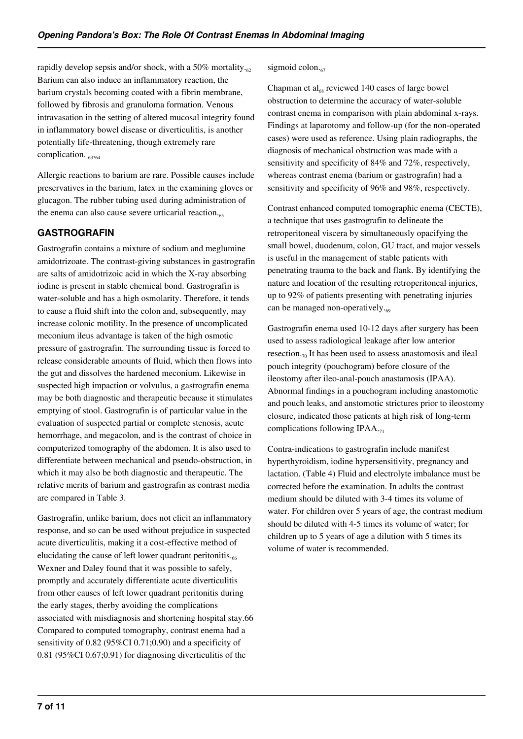rapidly develop sepsis and/or shock, with a 50% mortality.[62] Barium can also induce an inflammatory reaction, the barium crystals becoming coated with a fibrin membrane, followed by fibrosis and granuloma formation. Venous intravasation in the setting of altered mucosal integrity found in inflammatory bowel disease or diverticulitis, is another potentially life-threatening, though extremely rare complication. [63,64]

Allergic reactions to barium are rare. Possible causes include preservatives in the barium, latex in the examining gloves or glucagon. The rubber tubing used during administration of the enema can also cause severe urticarial reaction.[65]

## GASTROGRAFIN

Gastrografin contains a mixture of sodium and meglumine amidotrizoate. The contrast-giving substances in gastrografin are salts of amidotrizoic acid in which the X-ray absorbing iodine is present in stable chemical bond. Gastrografin is water-soluble and has a high osmolarity. Therefore, it tends to cause a fluid shift into the colon and, subsequently, may increase colonic motility. In the presence of uncomplicated meconium ileus advantage is taken of the high osmotic pressure of gastrografin. The surrounding tissue is forced to release considerable amounts of fluid, which then flows into the gut and dissolves the hardened meconium. Likewise in suspected high impaction or volvulus, a gastrografin enema may be both diagnostic and therapeutic because it stimulates emptying of stool. Gastrografin is of particular value in the evaluation of suspected partial or complete stenosis, acute hemorrhage, and megacolon, and is the contrast of choice in computerized tomography of the abdomen. It is also used to differentiate between mechanical and pseudo-obstruction, in which it may also be both diagnostic and therapeutic. The relative merits of barium and gastrografin as contrast media are compared in Table 3.

Gastrografin, unlike barium, does not elicit an inflammatory response, and so can be used without prejudice in suspected acute diverticulitis, making it a cost-effective method of elucidating the cause of left lower quadrant peritonitis.[66] Wexner and Daley found that it was possible to safely, promptly and accurately differentiate acute diverticulitis from other causes of left lower quadrant peritonitis during the early stages, therby avoiding the complications associated with misdiagnosis and shortening hospital stay.66 Compared to computed tomography, contrast enema had a sensitivity of 0.82 (95%CI 0.71;0.90) and a specificity of 0.81 (95%CI 0.67;0.91) for diagnosing diverticulitis of the sigmoid colon.[67]

Chapman et al[68] reviewed 140 cases of large bowel obstruction to determine the accuracy of water-soluble contrast enema in comparison with plain abdominal x-rays. Findings at laparotomy and follow-up (for the non-operated cases) were used as reference. Using plain radiographs, the diagnosis of mechanical obstruction was made with a sensitivity and specificity of 84% and 72%, respectively, whereas contrast enema (barium or gastrografin) had a sensitivity and specificity of 96% and 98%, respectively.

Contrast enhanced computed tomographic enema (CECTE), a technique that uses gastrografin to delineate the retroperitoneal viscera by simultaneously opacifying the small bowel, duodenum, colon, GU tract, and major vessels is useful in the management of stable patients with penetrating trauma to the back and flank. By identifying the nature and location of the resulting retroperitoneal injuries, up to 92% of patients presenting with penetrating injuries can be managed non-operatively.[69]

Gastrografin enema used 10-12 days after surgery has been used to assess radiological leakage after low anterior resection.[70] It has been used to assess anastomosis and ileal pouch integrity (pouchogram) before closure of the ileostomy after ileo-anal-pouch anastamosis (IPAA). Abnormal findings in a pouchogram including anastomotic and pouch leaks, and anstomotic strictures prior to ileostomy closure, indicated those patients at high risk of long-term complications following IPAA.[71]

Contra-indications to gastrografin include manifest hyperthyroidism, iodine hypersensitivity, pregnancy and lactation. (Table 4) Fluid and electrolyte imbalance must be corrected before the examination. In adults the contrast medium should be diluted with 3-4 times its volume of water. For children over 5 years of age, the contrast medium should be diluted with 4-5 times its volume of water; for children up to 5 years of age a dilution with 5 times its volume of water is recommended.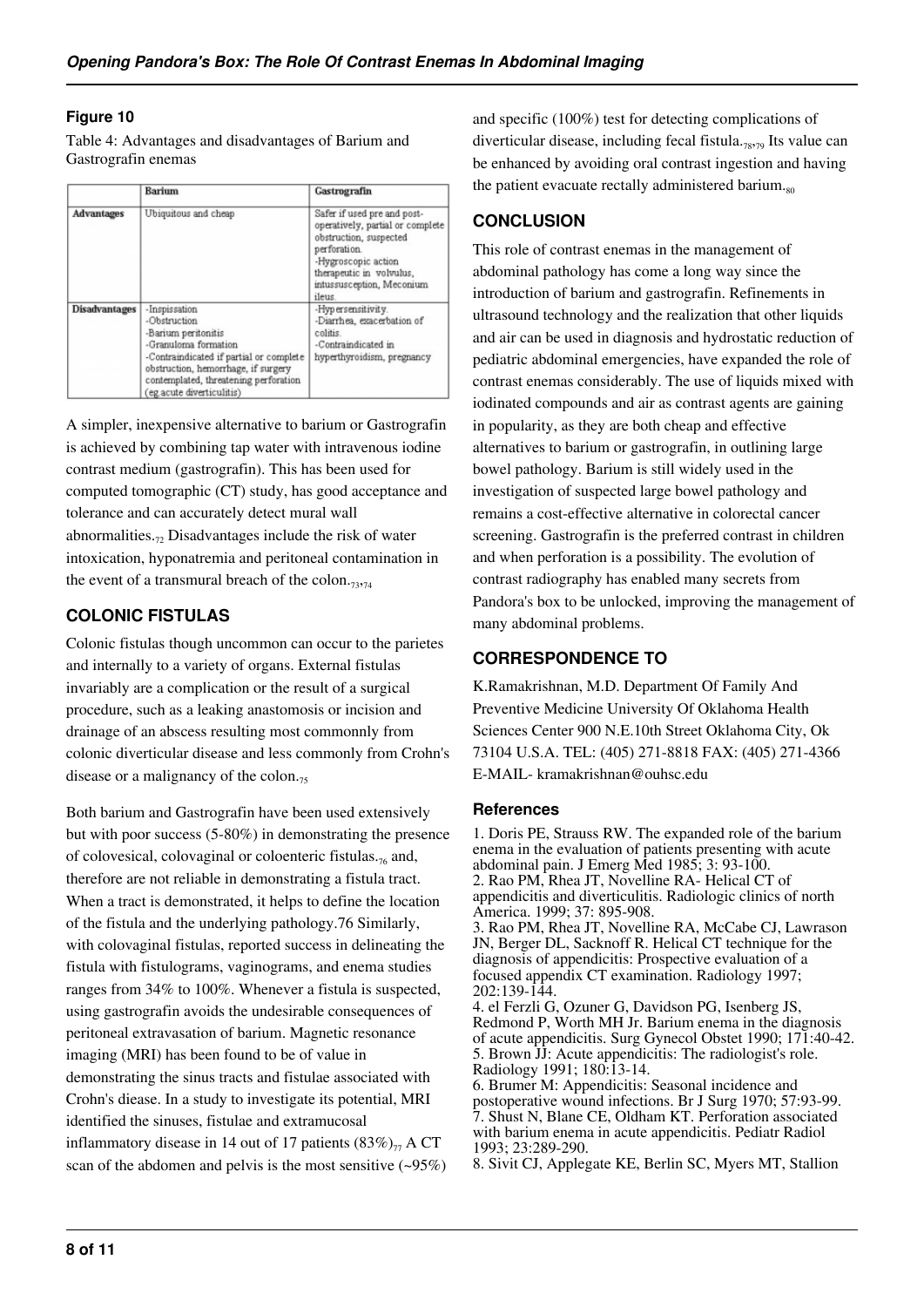### Figure 10

Table 4: Advantages and disadvantages of Barium and Gastrografin enemas

| | Barium | Gastrografin |
|---|---|---|
| Advantages | Ubiquitous and cheap | Safer if used pre and post-operatively, partial or complete obstruction, suspected perforation. -Hygroscopic action therapeutic in volvulus, intussusception, Meconium ileus. |
| Disadvantages | -Inspissation -Obstruction -Barium peritonitis -Granuloma formation -Contraindicated if partial or complete obstruction, hemorrhage, if surgery contemplated, threatening perforation (eg.acute diverticulitis) | -Hypersensitivity. -Diarrhea, exacerbation of colitis. -Contraindicated in hyperthyroidism, pregnancy |

A simpler, inexpensive alternative to barium or Gastrografin is achieved by combining tap water with intravenous iodine contrast medium (gastrografin). This has been used for computed tomographic (CT) study, has good acceptance and tolerance and can accurately detect mural wall abnormalities.[72] Disadvantages include the risk of water intoxication, hyponatremia and peritoneal contamination in the event of a transmural breach of the colon.[73,74]

## COLONIC FISTULAS

Colonic fistulas though uncommon can occur to the parietes and internally to a variety of organs. External fistulas invariably are a complication or the result of a surgical procedure, such as a leaking anastomosis or incision and drainage of an abscess resulting most commonnly from colonic diverticular disease and less commonly from Crohn's disease or a malignancy of the colon.[75]

Both barium and Gastrografin have been used extensively but with poor success (5-80%) in demonstrating the presence of colovesical, colovaginal or coloenteric fistulas.[76] and, therefore are not reliable in demonstrating a fistula tract. When a tract is demonstrated, it helps to define the location of the fistula and the underlying pathology.76 Similarly, with colovaginal fistulas, reported success in delineating the fistula with fistulograms, vaginograms, and enema studies ranges from 34% to 100%. Whenever a fistula is suspected, using gastrografin avoids the undesirable consequences of peritoneal extravasation of barium. Magnetic resonance imaging (MRI) has been found to be of value in demonstrating the sinus tracts and fistulae associated with Crohn's disease. In a study to investigate its potential, MRI identified the sinuses, fistulae and extramucosal inflammatory disease in 14 out of 17 patients (83%)[77] A CT scan of the abdomen and pelvis is the most sensitive (~95%) and specific (100%) test for detecting complications of diverticular disease, including fecal fistula.[78,79] Its value can be enhanced by avoiding oral contrast ingestion and having the patient evacuate rectally administered barium.[80]

## CONCLUSION

This role of contrast enemas in the management of abdominal pathology has come a long way since the introduction of barium and gastrografin. Refinements in ultrasound technology and the realization that other liquids and air can be used in diagnosis and hydrostatic reduction of pediatric abdominal emergencies, have expanded the role of contrast enemas considerably. The use of liquids mixed with iodinated compounds and air as contrast agents are gaining in popularity, as they are both cheap and effective alternatives to barium or gastrografin, in outlining large bowel pathology. Barium is still widely used in the investigation of suspected large bowel pathology and remains a cost-effective alternative in colorectal cancer screening. Gastrografin is the preferred contrast in children and when perforation is a possibility. The evolution of contrast radiography has enabled many secrets from Pandora's box to be unlocked, improving the management of many abdominal problems.

## CORRESPONDENCE TO

K.Ramakrishnan, M.D. Department Of Family And Preventive Medicine University Of Oklahoma Health Sciences Center 900 N.E.10th Street Oklahoma City, Ok 73104 U.S.A. TEL: (405) 271-8818 FAX: (405) 271-4366 E-MAIL- kramakrishnan@ouhsc.edu

### References

1. Doris PE, Strauss RW. The expanded role of the barium enema in the evaluation of patients presenting with acute abdominal pain. J Emerg Med 1985; 3: 93-100.
2. Rao PM, Rhea JT, Novelline RA- Helical CT of appendicitis and diverticulitis. Radiologic clinics of north America. 1999; 37: 895-908.
3. Rao PM, Rhea JT, Novelline RA, McCabe CJ, Lawrason JN, Berger DL, Sacknoff R. Helical CT technique for the diagnosis of appendicitis: Prospective evaluation of a focused appendix CT examination. Radiology 1997; 202:139-144.
4. el Ferzli G, Ozuner G, Davidson PG, Isenberg JS, Redmond P, Worth MH Jr. Barium enema in the diagnosis of acute appendicitis. Surg Gynecol Obstet 1990; 171:40-42.
5. Brown JJ: Acute appendicitis: The radiologist's role. Radiology 1991; 180:13-14.
6. Brumer M: Appendicitis: Seasonal incidence and postoperative wound infections. Br J Surg 1970; 57:93-99.
7. Shust N, Blane CE, Oldham KT. Perforation associated with barium enema in acute appendicitis. Pediatr Radiol 1993; 23:289-290.
8. Sivit CJ, Applegate KE, Berlin SC, Myers MT, Stallion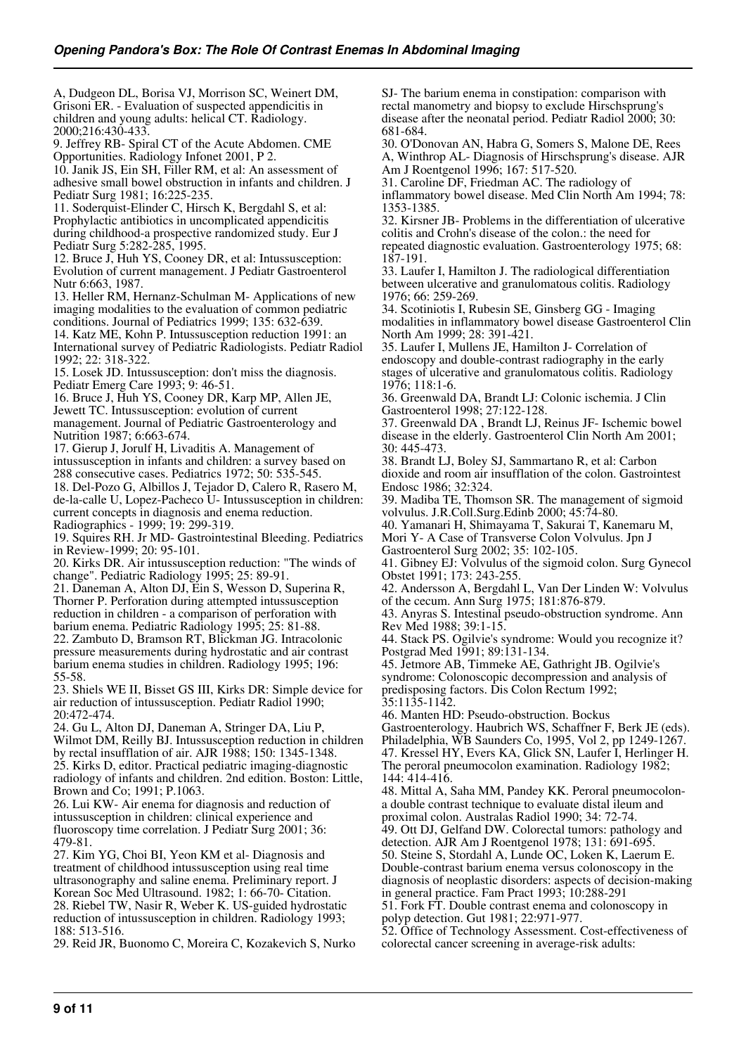A, Dudgeon DL, Borisa VJ, Morrison SC, Weinert DM, Grisoni ER. - Evaluation of suspected appendicitis in children and young adults: helical CT. Radiology. 2000;216:430-433.

9. Jeffrey RB- Spiral CT of the Acute Abdomen. CME Opportunities. Radiology Infonet 2001, P 2.

10. Janik JS, Ein SH, Filler RM, et al: An assessment of adhesive small bowel obstruction in infants and children. J Pediatr Surg 1981; 16:225-235.

11. Soderquist-Elinder C, Hirsch K, Bergdahl S, et al: Prophylactic antibiotics in uncomplicated appendicitis during childhood-a prospective randomized study. Eur J Pediatr Surg 5:282-285, 1995.

12. Bruce J, Huh YS, Cooney DR, et al: Intussusception: Evolution of current management. J Pediatr Gastroenterol Nutr 6:663, 1987.

13. Heller RM, Hernanz-Schulman M- Applications of new imaging modalities to the evaluation of common pediatric conditions. Journal of Pediatrics 1999; 135: 632-639.

14. Katz ME, Kohn P. Intussusception reduction 1991: an International survey of Pediatric Radiologists. Pediatr Radiol 1992; 22: 318-322.

15. Losek JD. Intussusception: don't miss the diagnosis. Pediatr Emerg Care 1993; 9: 46-51.

16. Bruce J, Huh YS, Cooney DR, Karp MP, Allen JE, Jewett TC. Intussusception: evolution of current management. Journal of Pediatric Gastroenterology and Nutrition 1987; 6:663-674.

17. Gierup J, Jorulf H, Livaditis A. Management of intussusception in infants and children: a survey based on 288 consecutive cases. Pediatrics 1972; 50: 535-545.

18. Del-Pozo G, Albillos J, Tejador D, Calero R, Rasero M, de-la-calle U, Lopez-Pacheco U- Intussusception in children: current concepts in diagnosis and enema reduction. Radiographics - 1999; 19: 299-319.

19. Squires RH. Jr MD- Gastrointestinal Bleeding. Pediatrics in Review-1999; 20: 95-101.

20. Kirks DR. Air intussusception reduction: "The winds of change". Pediatric Radiology 1995; 25: 89-91.

21. Daneman A, Alton DJ, Ein S, Wesson D, Superina R, Thorner P. Perforation during attempted intussusception reduction in children - a comparison of perforation with barium enema. Pediatric Radiology 1995; 25: 81-88.

22. Zambuto D, Bramson RT, Blickman JG. Intracolonic pressure measurements during hydrostatic and air contrast barium enema studies in children. Radiology 1995; 196: 55-58.

23. Shiels WE II, Bisset GS III, Kirks DR: Simple device for air reduction of intussusception. Pediatr Radiol 1990; 20:472-474.

24. Gu L, Alton DJ, Daneman A, Stringer DA, Liu P, Wilmot DM, Reilly BJ. Intussusception reduction in children by rectal insufflation of air. AJR 1988; 150: 1345-1348.

25. Kirks D, editor. Practical pediatric imaging-diagnostic radiology of infants and children. 2nd edition. Boston: Little, Brown and Co; 1991; P.1063.

26. Lui KW- Air enema for diagnosis and reduction of intussusception in children: clinical experience and fluoroscopy time correlation. J Pediatr Surg 2001; 36: 479-81.

27. Kim YG, Choi BI, Yeon KM et al- Diagnosis and treatment of childhood intussusception using real time ultrasonography and saline enema. Preliminary report. J Korean Soc Med Ultrasound. 1982; 1: 66-70- Citation.

28. Riebel TW, Nasir R, Weber K. US-guided hydrostatic reduction of intussusception in children. Radiology 1993; 188: 513-516.

29. Reid JR, Buonomo C, Moreira C, Kozakevich S, Nurko SJ- The barium enema in constipation: comparison with rectal manometry and biopsy to exclude Hirschsprung's disease after the neonatal period. Pediatr Radiol 2000; 30: 681-684.

30. O'Donovan AN, Habra G, Somers S, Malone DE, Rees A, Winthrop AL- Diagnosis of Hirschsprung's disease. AJR Am J Roentgenol 1996; 167: 517-520.

31. Caroline DF, Friedman AC. The radiology of inflammatory bowel disease. Med Clin North Am 1994; 78: 1353-1385.

32. Kirsner JB- Problems in the differentiation of ulcerative colitis and Crohn's disease of the colon.: the need for repeated diagnostic evaluation. Gastroenterology 1975; 68: 187-191.

33. Laufer I, Hamilton J. The radiological differentiation between ulcerative and granulomatous colitis. Radiology 1976; 66: 259-269.

34. Scotiniotis I, Rubesin SE, Ginsberg GG - Imaging modalities in inflammatory bowel disease Gastroenterol Clin North Am 1999; 28: 391-421.

35. Laufer I, Mullens JE, Hamilton J- Correlation of endoscopy and double-contrast radiography in the early stages of ulcerative and granulomatous colitis. Radiology 1976; 118:1-6.

36. Greenwald DA, Brandt LJ: Colonic ischemia. J Clin Gastroenterol 1998; 27:122-128.

37. Greenwald DA , Brandt LJ, Reinus JF- Ischemic bowel disease in the elderly. Gastroenterol Clin North Am 2001; 30: 445-473.

38. Brandt LJ, Boley SJ, Sammartano R, et al: Carbon dioxide and room air insufflation of the colon. Gastrointest Endosc 1986; 32:324.

39. Madiba TE, Thomson SR. The management of sigmoid volvulus. J.R.Coll.Surg.Edinb 2000; 45:74-80.

40. Yamanari H, Shimayama T, Sakurai T, Kanemaru M, Mori Y- A Case of Transverse Colon Volvulus. Jpn J Gastroenterol Surg 2002; 35: 102-105.

41. Gibney EJ: Volvulus of the sigmoid colon. Surg Gynecol Obstet 1991; 173: 243-255.

42. Andersson A, Bergdahl L, Van Der Linden W: Volvulus of the cecum. Ann Surg 1975; 181:876-879.

43. Anyras S. Intestinal pseudo-obstruction syndrome. Ann Rev Med 1988; 39:1-15.

44. Stack PS. Ogilvie's syndrome: Would you recognize it? Postgrad Med 1991; 89:131-134.

45. Jetmore AB, Timmeke AE, Gathright JB. Ogilvie's syndrome: Colonoscopic decompression and analysis of predisposing factors. Dis Colon Rectum 1992; 35:1135-1142.

46. Manten HD: Pseudo-obstruction. Bockus Gastroenterology. Haubrich WS, Schaffner F, Berk JE (eds). Philadelphia, WB Saunders Co, 1995, Vol 2, pp 1249-1267.

47. Kressel HY, Evers KA, Glick SN, Laufer I, Herlinger H. The peroral pneumocolon examination. Radiology 1982; 144: 414-416.

48. Mittal A, Saha MM, Pandey KK. Peroral pneumocolon-a double contrast technique to evaluate distal ileum and proximal colon. Australas Radiol 1990; 34: 72-74.

49. Ott DJ, Gelfand DW. Colorectal tumors: pathology and detection. AJR Am J Roentgenol 1978; 131: 691-695.

50. Steine S, Stordahl A, Lunde OC, Loken K, Laerum E. Double-contrast barium enema versus colonoscopy in the diagnosis of neoplastic disorders: aspects of decision-making in general practice. Fam Pract 1993; 10:288-291

51. Fork FT. Double contrast enema and colonoscopy in polyp detection. Gut 1981; 22:971-977.

52. Office of Technology Assessment. Cost-effectiveness of colorectal cancer screening in average-risk adults: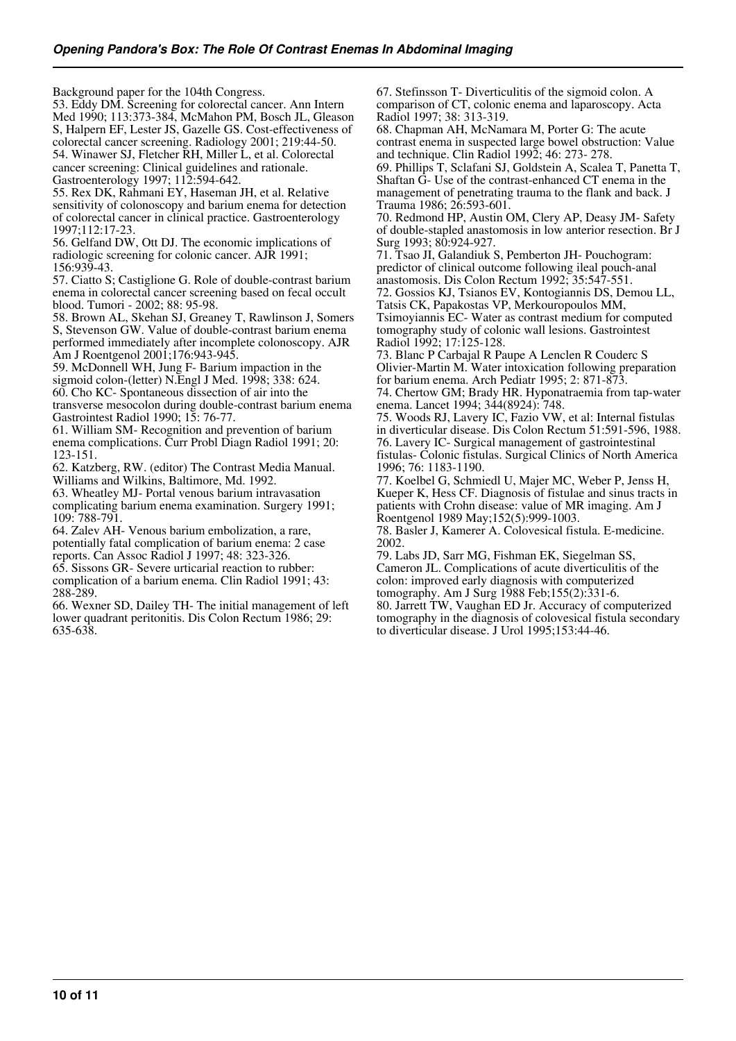Background paper for the 104th Congress.

53. Eddy DM. Screening for colorectal cancer. Ann Intern Med 1990; 113:373-384, McMahon PM, Bosch JL, Gleason S, Halpern EF, Lester JS, Gazelle GS. Cost-effectiveness of colorectal cancer screening. Radiology 2001; 219:44-50.

54. Winawer SJ, Fletcher RH, Miller L, et al. Colorectal cancer screening: Clinical guidelines and rationale. Gastroenterology 1997; 112:594-642.

55. Rex DK, Rahmani EY, Haseman JH, et al. Relative sensitivity of colonoscopy and barium enema for detection of colorectal cancer in clinical practice. Gastroenterology 1997;112:17-23.

56. Gelfand DW, Ott DJ. The economic implications of radiologic screening for colonic cancer. AJR 1991; 156:939-43.

57. Ciatto S; Castiglione G. Role of double-contrast barium enema in colorectal cancer screening based on fecal occult blood. Tumori - 2002; 88: 95-98.

58. Brown AL, Skehan SJ, Greaney T, Rawlinson J, Somers S, Stevenson GW. Value of double-contrast barium enema performed immediately after incomplete colonoscopy. AJR Am J Roentgenol 2001;176:943-945.

59. McDonnell WH, Jung F- Barium impaction in the sigmoid colon-(letter) N.Engl J Med. 1998; 338: 624.

60. Cho KC- Spontaneous dissection of air into the transverse mesocolon during double-contrast barium enema Gastrointest Radiol 1990; 15: 76-77.

61. William SM- Recognition and prevention of barium enema complications. Curr Probl Diagn Radiol 1991; 20: 123-151.

62. Katzberg, RW. (editor) The Contrast Media Manual. Williams and Wilkins, Baltimore, Md. 1992.

63. Wheatley MJ- Portal venous barium intravasation complicating barium enema examination. Surgery 1991; 109: 788-791.

64. Zalev AH- Venous barium embolization, a rare, potentially fatal complication of barium enema: 2 case reports. Can Assoc Radiol J 1997; 48: 323-326.

65. Sissons GR- Severe urticarial reaction to rubber: complication of a barium enema. Clin Radiol 1991; 43: 288-289.

66. Wexner SD, Dailey TH- The initial management of left lower quadrant peritonitis. Dis Colon Rectum 1986; 29: 635-638.

67. Stefinsson T- Diverticulitis of the sigmoid colon. A comparison of CT, colonic enema and laparoscopy. Acta Radiol 1997; 38: 313-319.

68. Chapman AH, McNamara M, Porter G: The acute contrast enema in suspected large bowel obstruction: Value and technique. Clin Radiol 1992; 46: 273- 278.

69. Phillips T, Sclafani SJ, Goldstein A, Scalea T, Panetta T, Shaftan G- Use of the contrast-enhanced CT enema in the management of penetrating trauma to the flank and back. J Trauma 1986; 26:593-601.

70. Redmond HP, Austin OM, Clery AP, Deasy JM- Safety of double-stapled anastomosis in low anterior resection. Br J Surg 1993; 80:924-927.

71. Tsao JI, Galandiuk S, Pemberton JH- Pouchogram: predictor of clinical outcome following ileal pouch-anal anastomosis. Dis Colon Rectum 1992; 35:547-551.

72. Gossios KJ, Tsianos EV, Kontogiannis DS, Demou LL, Tatsis CK, Papakostas VP, Merkouropoulos MM, Tsimoyiannis EC- Water as contrast medium for computed tomography study of colonic wall lesions. Gastrointest Radiol 1992; 17:125-128.

73. Blanc P Carbajal R Paupe A Lenclen R Couderc S Olivier-Martin M. Water intoxication following preparation for barium enema. Arch Pediatr 1995; 2: 871-873.

74. Chertow GM; Brady HR. Hyponatraemia from tap-water enema. Lancet 1994; 344(8924): 748.

75. Woods RJ, Lavery IC, Fazio VW, et al: Internal fistulas in diverticular disease. Dis Colon Rectum 51:591-596, 1988.

76. Lavery IC- Surgical management of gastrointestinal fistulas- Colonic fistulas. Surgical Clinics of North America 1996; 76: 1183-1190.

77. Koelbel G, Schmiedl U, Majer MC, Weber P, Jenss H, Kueper K, Hess CF. Diagnosis of fistulae and sinus tracts in patients with Crohn disease: value of MR imaging. Am J Roentgenol 1989 May;152(5):999-1003.

78. Basler J, Kamerer A. Colovesical fistula. E-medicine. 2002.

79. Labs JD, Sarr MG, Fishman EK, Siegelman SS, Cameron JL. Complications of acute diverticulitis of the colon: improved early diagnosis with computerized tomography. Am J Surg 1988 Feb;155(2):331-6.

80. Jarrett TW, Vaughan ED Jr. Accuracy of computerized tomography in the diagnosis of colovesical fistula secondary to diverticular disease. J Urol 1995;153:44-46.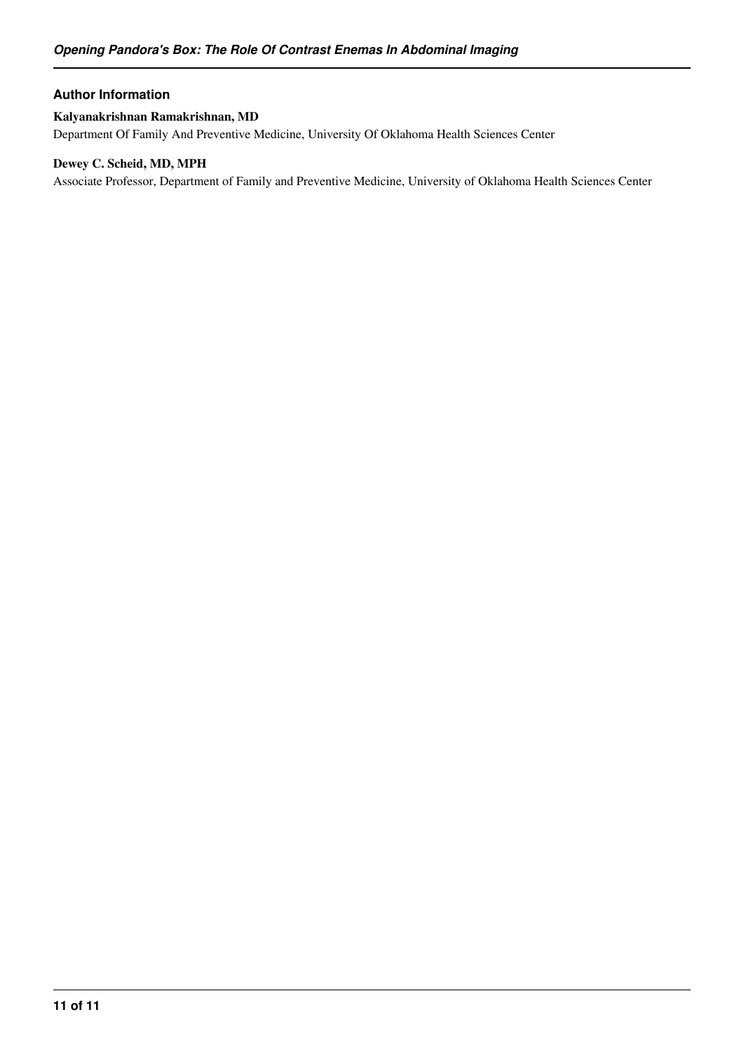## Author Information

**Kalyanakrishnan Ramakrishnan, MD**
Department Of Family And Preventive Medicine, University Of Oklahoma Health Sciences Center

**Dewey C. Scheid, MD, MPH**
Associate Professor, Department of Family and Preventive Medicine, University of Oklahoma Health Sciences Center